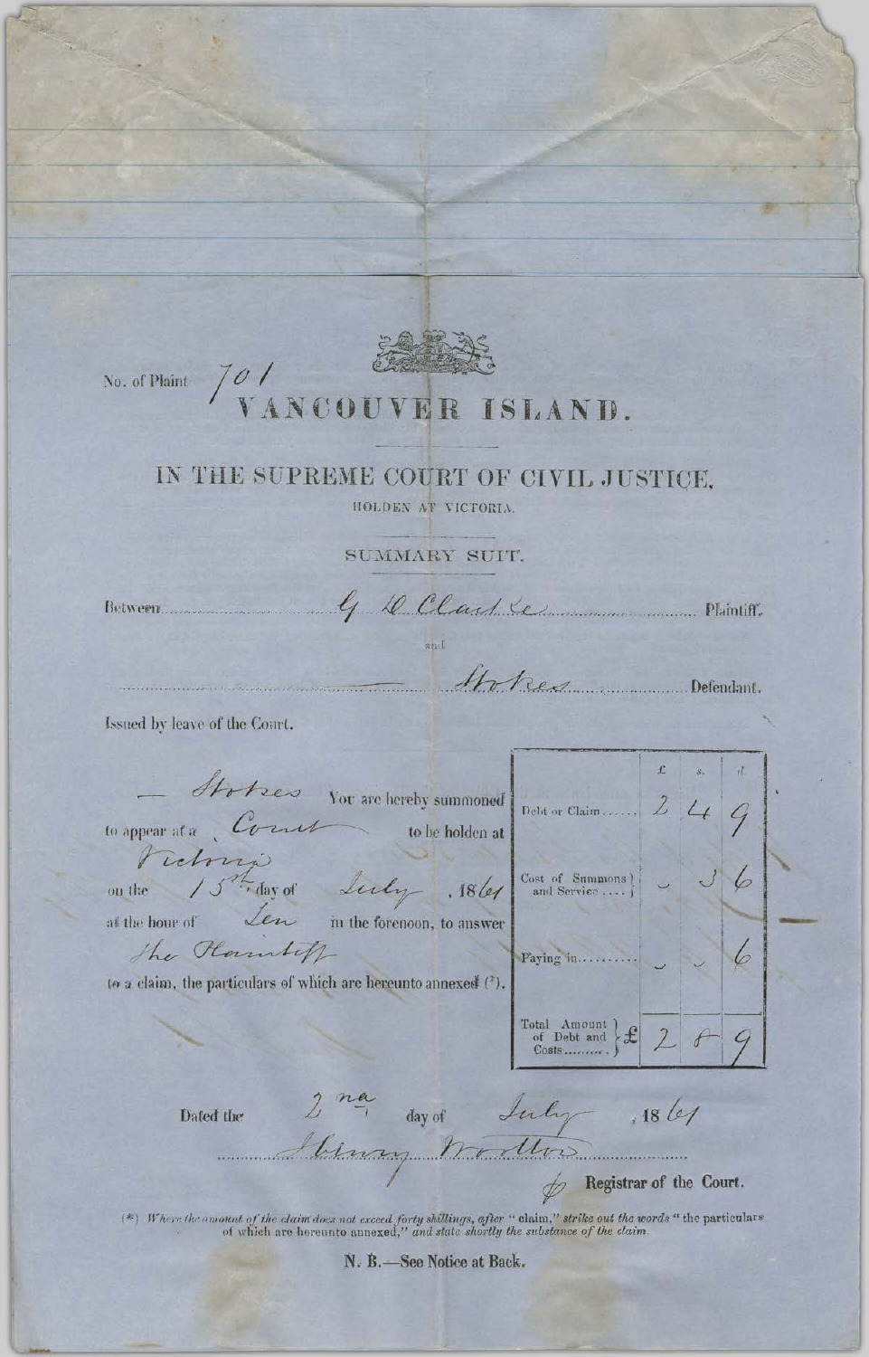No. of Plaint 701

# VANCOUVER ISLAND.

## IN THE SUPREME COURT OF CIVIL JUSTICE,

HOLDEN AT VICTORIA.

### SUMMARY SUIT.

Between G. D. Clarke Plaintiff.

and

— Stokes Defendant.

Issued by leave of the Court.

— Stokes You are hereby summoned to appear at a Court to be holden at Victoria on the 15th day of July, 1861 at the hour of Ten in the forenoon, to answer the Plaintiff to a claim, the particulars of which are hereunto annexed (*).

| | £ | s. | d. |
|---|---|---|---|
| Debt or Claim | 2 | 4 | 9 |
| Cost of Summons and Service | - | 3 | 6 |
| Paying in | - | - | 6 |
| Total Amount of Debt and Costs £ | 2 | 8 | 9 |

Dated the 2nd day of July, 1861

Henry Wootton
p Registrar of the Court.

(*) *Where the amount of the claim does not exceed forty shillings, after "claim," strike out the words "the particulars of which are hereunto annexed," and state shortly the substance of the claim.*

**N. B.—See Notice at Back.**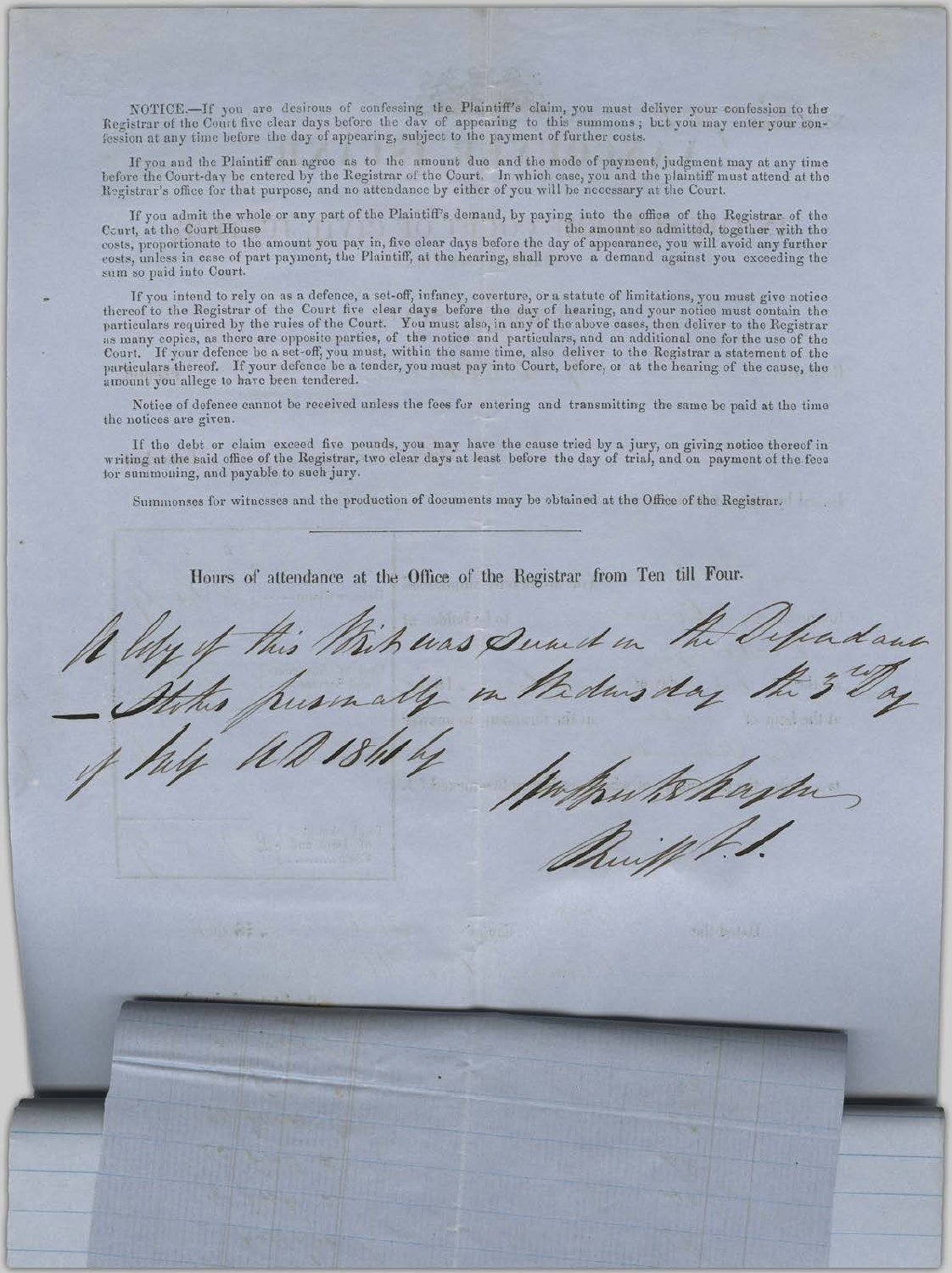NOTICE.—If you are desirous of confessing the Plaintiff's claim, you must deliver your confession to the Registrar of the Court five clear days before the day of appearing to this summons; but you may enter your confession at any time before the day of appearing, subject to the payment of further costs.

If you and the Plaintiff can agree as to the amount due and the mode of payment, judgment may at any time before the Court-day be entered by the Registrar of the Court. In which case, you and the plaintiff must attend at the Registrar's office for that purpose, and no attendance by either of you will be necessary at the Court.

If you admit the whole or any part of the Plaintiff's demand, by paying into the office of the Registrar of the Court, at the Court House the amount so admitted, together with the costs, proportionate to the amount you pay in, five clear days before the day of appearance, you will avoid any further costs, unless in case of part payment, the Plaintiff, at the hearing, shall prove a demand against you exceeding the sum so paid into Court.

If you intend to rely on as a defence, a set-off, infancy, coverture, or a statute of limitations, you must give notice thereof to the Registrar of the Court five clear days before the day of hearing, and your notice must contain the particulars required by the rules of the Court. You must also, in any of the above cases, then deliver to the Registrar as many copies, as there are opposite parties, of the notice and particulars, and an additional one for the use of the Court. If your defence be a set-off, you must, within the same time, also deliver to the Registrar a statement of the particulars thereof. If your defence be a tender, you must pay into Court, before, or at the hearing of the cause, the amount you allege to have been tendered.

Notice of defence cannot be received unless the fees for entering and transmitting the same be paid at the time the notices are given.

If the debt or claim exceed five pounds, you may have the cause tried by a jury, on giving notice thereof in writing at the said office of the Registrar, two clear days at least before the day of trial, and on payment of the fees for summoning, and payable to such jury.

Summonses for witnesses and the production of documents may be obtained at the Office of the Registrar.

---

Hours of attendance at the Office of the Registrar from Ten till Four.

A Copy of this Writ was Served on the Defendant Stokes personally on Wednesday the 3rd Day of July AD 1844

Wm Kruttschnitt
Sheriff P.C.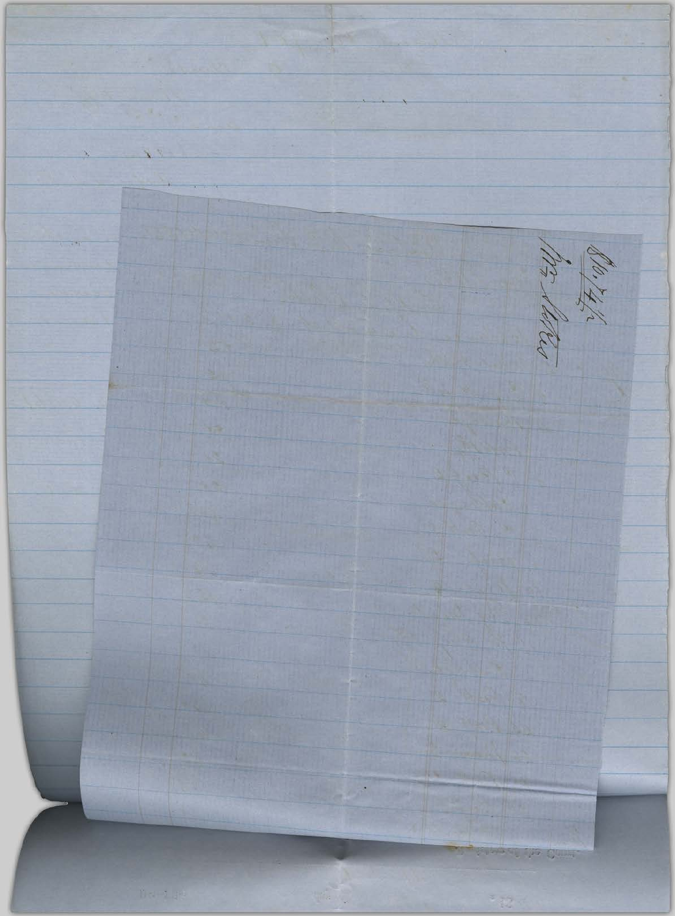$10.74½

Mr Slattery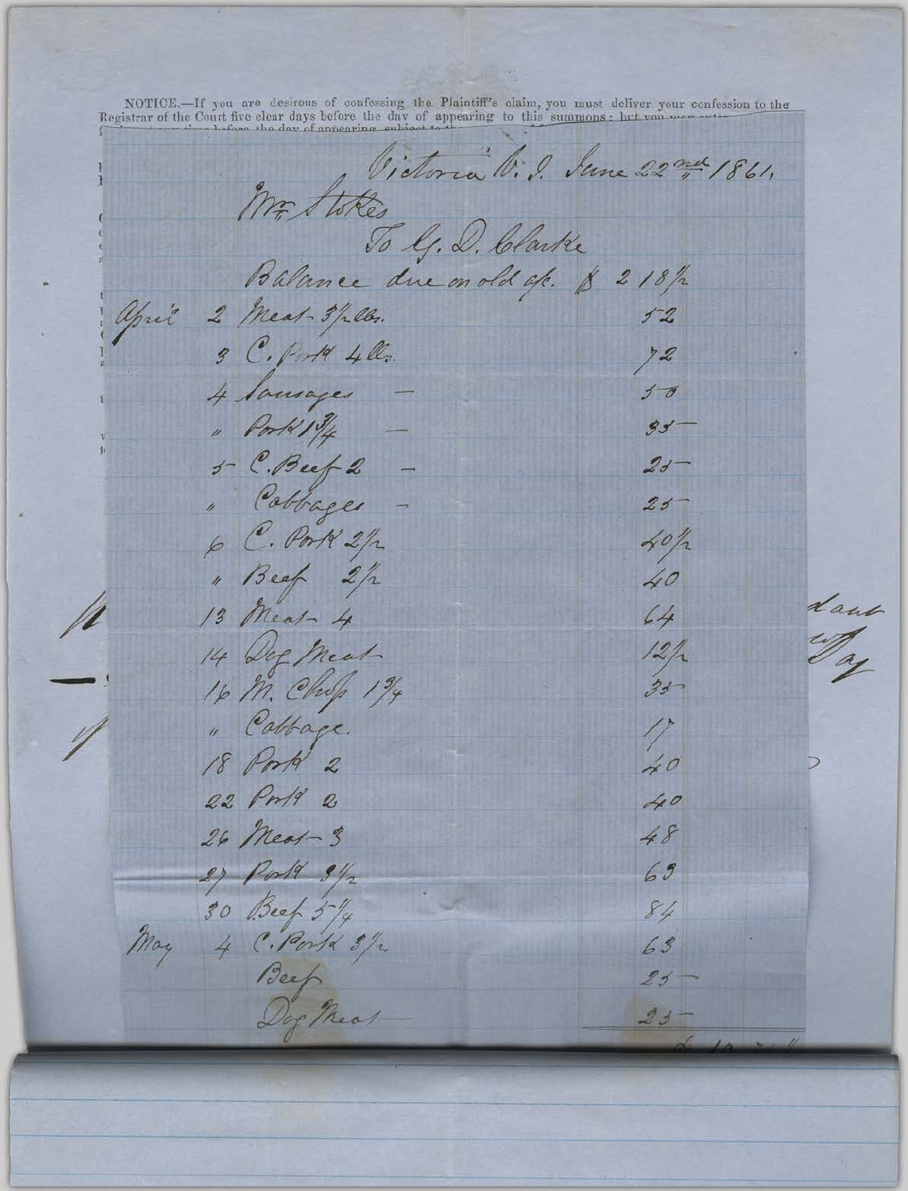NOTICE.—If you are desirous of confessing the Plaintiff's claim, you must deliver your confession to the Registrar of the Court five clear days before the day of appearing to this summons: but you may enter

Victoria V. I. June 22nd 1861.

Mr. Stokes

To G. D. Clarke

| | | |
|---|---|---|
| | Balance due on old a/c. | $ 2 18½ |
| April 2 | Meat 3¼ lbs. | 52 |
| 3 | C. Pork 4 lbs. | 72 |
| 4 | Sausages — | 50 |
| " | Pork 1¾ — | 35 |
| 5 | C. Beef 2 — | 25 |
| " | Cabbages — | 25 |
| 6 | C. Pork 2½ | 40½ |
| " | Beef 2½ | 40 |
| 13 | Meat 4 | 64 |
| 14 | Dog Meat | 12½ |
| 16 | M. Chops 1¾ | 35 |
| " | Cabbage. | 17 |
| 18 | Pork 2 | 40 |
| 22 | Pork 2 | 40 |
| 26 | Meat 3 | 48 |
| 27 | Pork 3½ | 63 |
| 30 | Beef 5¼ | 84 |
| May 4 | C. Pork 3½ | 63 |
| | Beef | 25 |
| | Dog Meat | 25 |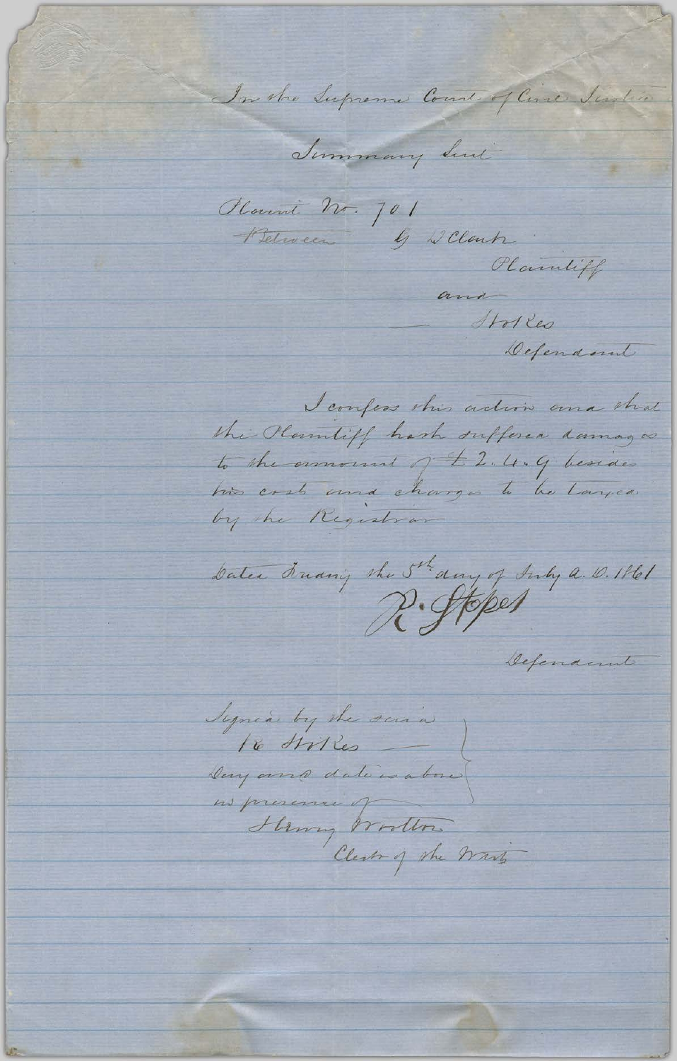In the Supreme Court of Civil Justice

Summary Suit

Plaint No. 701

~~Between~~ G D Clark
Plaintiff

and

— Stokes
Defendant

I confess this action and that the Plaintiff hath suffered damages to the amount of £2. 4. 9 besides his costs and charges to be taxed by the Registrar

Dated Friday the 5th day of July A. D. 1861

R. Stokes

Defendant

Signed by the said
R Stokes —
Day and date as above
in presence of
Henry Wootton
Clerk of the Writs